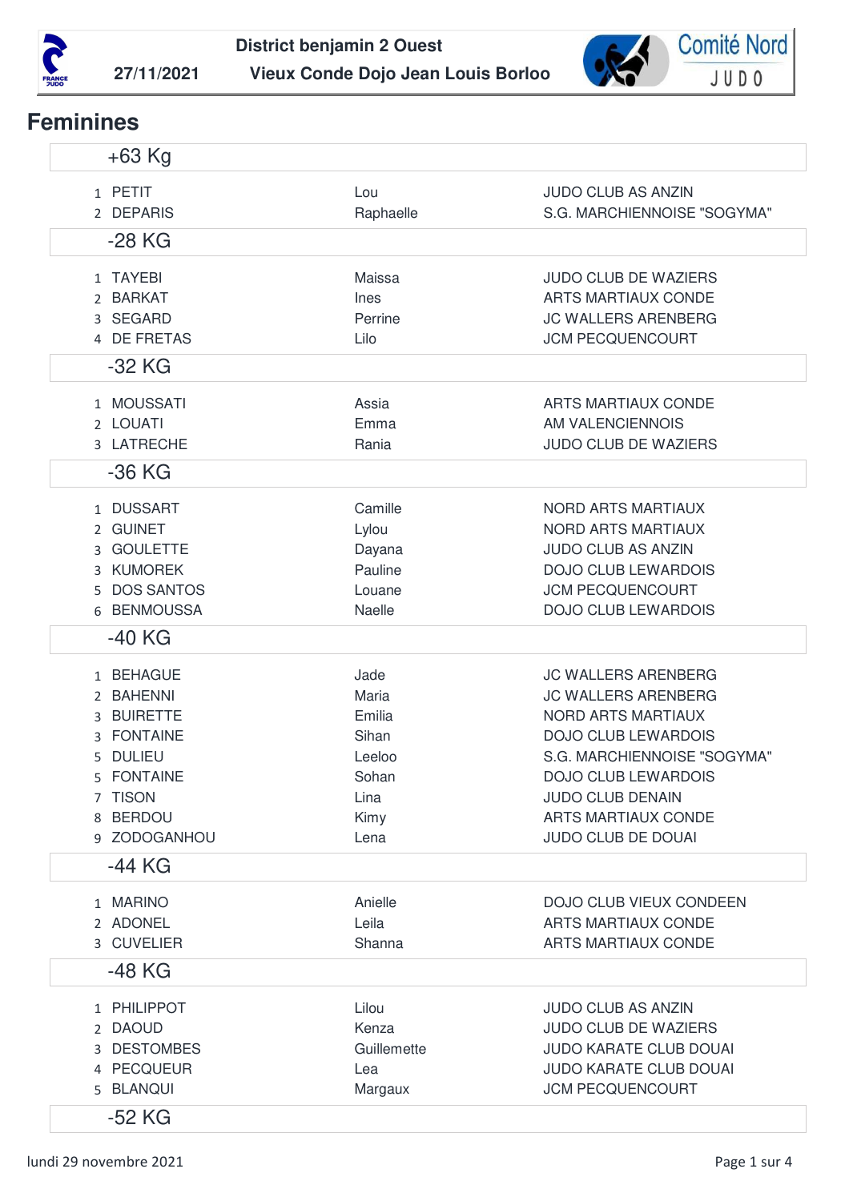**District benjamin 2 Ouest**

**27/11/2021 — Vieux Conde Dojo Jean Louis Borloo**

## Feminines

### +63 Kg

| | | | |
|---|---|---|---|
| 1 | PETIT | Lou | JUDO CLUB AS ANZIN |
| 2 | DEPARIS | Raphaelle | S.G. MARCHIENNOISE "SOGYMA" |

### -28 KG

| | | | |
|---|---|---|---|
| 1 | TAYEBI | Maissa | JUDO CLUB DE WAZIERS |
| 2 | BARKAT | Ines | ARTS MARTIAUX CONDE |
| 3 | SEGARD | Perrine | JC WALLERS ARENBERG |
| 4 | DE FRETAS | Lilo | JCM PECQUENCOURT |

### -32 KG

| | | | |
|---|---|---|---|
| 1 | MOUSSATI | Assia | ARTS MARTIAUX CONDE |
| 2 | LOUATI | Emma | AM VALENCIENNOIS |
| 3 | LATRECHE | Rania | JUDO CLUB DE WAZIERS |

### -36 KG

| | | | |
|---|---|---|---|
| 1 | DUSSART | Camille | NORD ARTS MARTIAUX |
| 2 | GUINET | Lylou | NORD ARTS MARTIAUX |
| 3 | GOULETTE | Dayana | JUDO CLUB AS ANZIN |
| 3 | KUMOREK | Pauline | DOJO CLUB LEWARDOIS |
| 5 | DOS SANTOS | Louane | JCM PECQUENCOURT |
| 6 | BENMOUSSA | Naelle | DOJO CLUB LEWARDOIS |

### -40 KG

| | | | |
|---|---|---|---|
| 1 | BEHAGUE | Jade | JC WALLERS ARENBERG |
| 2 | BAHENNI | Maria | JC WALLERS ARENBERG |
| 3 | BUIRETTE | Emilia | NORD ARTS MARTIAUX |
| 3 | FONTAINE | Sihan | DOJO CLUB LEWARDOIS |
| 5 | DULIEU | Leeloo | S.G. MARCHIENNOISE "SOGYMA" |
| 5 | FONTAINE | Sohan | DOJO CLUB LEWARDOIS |
| 7 | TISON | Lina | JUDO CLUB DENAIN |
| 8 | BERDOU | Kimy | ARTS MARTIAUX CONDE |
| 9 | ZODOGANHOU | Lena | JUDO CLUB DE DOUAI |

### -44 KG

| | | | |
|---|---|---|---|
| 1 | MARINO | Anielle | DOJO CLUB VIEUX CONDEEN |
| 2 | ADONEL | Leila | ARTS MARTIAUX CONDE |
| 3 | CUVELIER | Shanna | ARTS MARTIAUX CONDE |

### -48 KG

| | | | |
|---|---|---|---|
| 1 | PHILIPPOT | Lilou | JUDO CLUB AS ANZIN |
| 2 | DAOUD | Kenza | JUDO CLUB DE WAZIERS |
| 3 | DESTOMBES | Guillemette | JUDO KARATE CLUB DOUAI |
| 4 | PECQUEUR | Lea | JUDO KARATE CLUB DOUAI |
| 5 | BLANQUI | Margaux | JCM PECQUENCOURT |

### -52 KG

lundi 29 novembre 2021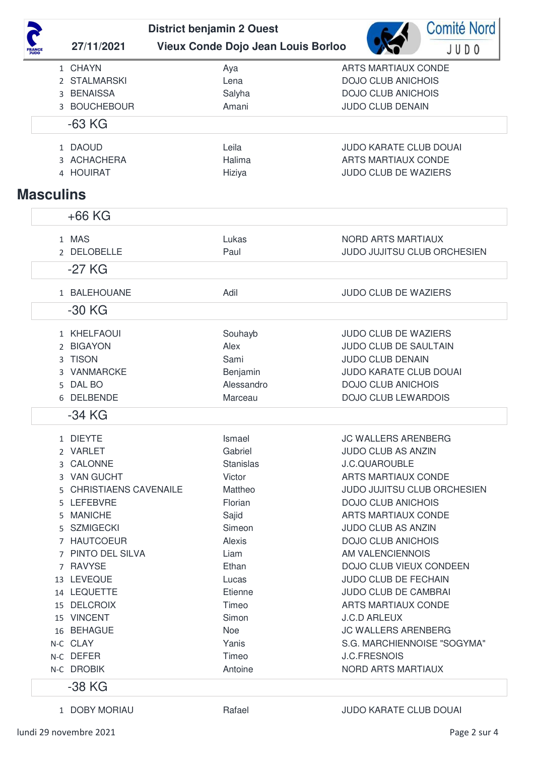| | | | |
|---|---|---|---|
| 1 | CHAYN | Aya | ARTS MARTIAUX CONDE |
| 2 | STALMARSKI | Lena | DOJO CLUB ANICHOIS |
| 3 | BENAISSA | Salyha | DOJO CLUB ANICHOIS |
| 3 | BOUCHEBOUR | Amani | JUDO CLUB DENAIN |

### -63 KG

| | | | |
|---|---|---|---|
| 1 | DAOUD | Leila | JUDO KARATE CLUB DOUAI |
| 3 | ACHACHERA | Halima | ARTS MARTIAUX CONDE |
| 4 | HOUIRAT | Hiziya | JUDO CLUB DE WAZIERS |

## Masculins

### +66 KG

| | | | |
|---|---|---|---|
| 1 | MAS | Lukas | NORD ARTS MARTIAUX |
| 2 | DELOBELLE | Paul | JUDO JUJITSU CLUB ORCHESIEN |

### -27 KG

| | | | |
|---|---|---|---|
| 1 | BALEHOUANE | Adil | JUDO CLUB DE WAZIERS |

### -30 KG

| | | | |
|---|---|---|---|
| 1 | KHELFAOUI | Souhayb | JUDO CLUB DE WAZIERS |
| 2 | BIGAYON | Alex | JUDO CLUB DE SAULTAIN |
| 3 | TISON | Sami | JUDO CLUB DENAIN |
| 3 | VANMARCKE | Benjamin | JUDO KARATE CLUB DOUAI |
| 5 | DAL BO | Alessandro | DOJO CLUB ANICHOIS |
| 6 | DELBENDE | Marceau | DOJO CLUB LEWARDOIS |

### -34 KG

| | | | |
|---|---|---|---|
| 1 | DIEYTE | Ismael | JC WALLERS ARENBERG |
| 2 | VARLET | Gabriel | JUDO CLUB AS ANZIN |
| 3 | CALONNE | Stanislas | J.C.QUAROUBLE |
| 3 | VAN GUCHT | Victor | ARTS MARTIAUX CONDE |
| 5 | CHRISTIAENS CAVENAILE | Mattheo | JUDO JUJITSU CLUB ORCHESIEN |
| 5 | LEFEBVRE | Florian | DOJO CLUB ANICHOIS |
| 5 | MANICHE | Sajid | ARTS MARTIAUX CONDE |
| 5 | SZMIGECKI | Simeon | JUDO CLUB AS ANZIN |
| 7 | HAUTCOEUR | Alexis | DOJO CLUB ANICHOIS |
| 7 | PINTO DEL SILVA | Liam | AM VALENCIENNOIS |
| 7 | RAVYSE | Ethan | DOJO CLUB VIEUX CONDEEN |
| 13 | LEVEQUE | Lucas | JUDO CLUB DE FECHAIN |
| 14 | LEQUETTE | Etienne | JUDO CLUB DE CAMBRAI |
| 15 | DELCROIX | Timeo | ARTS MARTIAUX CONDE |
| 15 | VINCENT | Simon | J.C.D ARLEUX |
| 16 | BEHAGUE | Noe | JC WALLERS ARENBERG |
| N-C | CLAY | Yanis | S.G. MARCHIENNOISE "SOGYMA" |
| N-C | DEFER | Timeo | J.C.FRESNOIS |
| N-C | DROBIK | Antoine | NORD ARTS MARTIAUX |

### -38 KG

| | | | |
|---|---|---|---|
| 1 | DOBY MORIAU | Rafael | JUDO KARATE CLUB DOUAI |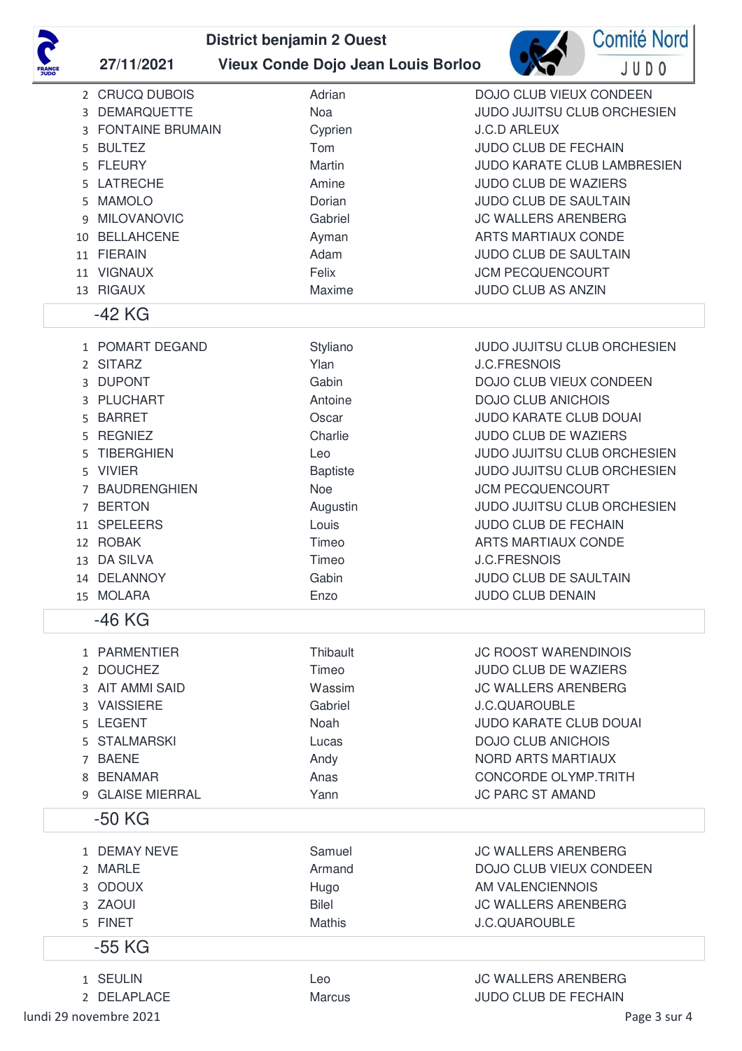| | | | |
|---|---|---|---|
| 2 | CRUCQ DUBOIS | Adrian | DOJO CLUB VIEUX CONDEEN |
| 3 | DEMARQUETTE | Noa | JUDO JUJITSU CLUB ORCHESIEN |
| 3 | FONTAINE BRUMAIN | Cyprien | J.C.D ARLEUX |
| 5 | BULTEZ | Tom | JUDO CLUB DE FECHAIN |
| 5 | FLEURY | Martin | JUDO KARATE CLUB LAMBRESIEN |
| 5 | LATRECHE | Amine | JUDO CLUB DE WAZIERS |
| 5 | MAMOLO | Dorian | JUDO CLUB DE SAULTAIN |
| 9 | MILOVANOVIC | Gabriel | JC WALLERS ARENBERG |
| 10 | BELLAHCENE | Ayman | ARTS MARTIAUX CONDE |
| 11 | FIERAIN | Adam | JUDO CLUB DE SAULTAIN |
| 11 | VIGNAUX | Felix | JCM PECQUENCOURT |
| 13 | RIGAUX | Maxime | JUDO CLUB AS ANZIN |

## -42 KG

| | | | |
|---|---|---|---|
| 1 | POMART DEGAND | Styliano | JUDO JUJITSU CLUB ORCHESIEN |
| 2 | SITARZ | Ylan | J.C.FRESNOIS |
| 3 | DUPONT | Gabin | DOJO CLUB VIEUX CONDEEN |
| 3 | PLUCHART | Antoine | DOJO CLUB ANICHOIS |
| 5 | BARRET | Oscar | JUDO KARATE CLUB DOUAI |
| 5 | REGNIEZ | Charlie | JUDO CLUB DE WAZIERS |
| 5 | TIBERGHIEN | Leo | JUDO JUJITSU CLUB ORCHESIEN |
| 5 | VIVIER | Baptiste | JUDO JUJITSU CLUB ORCHESIEN |
| 7 | BAUDRENGHIEN | Noe | JCM PECQUENCOURT |
| 7 | BERTON | Augustin | JUDO JUJITSU CLUB ORCHESIEN |
| 11 | SPELEERS | Louis | JUDO CLUB DE FECHAIN |
| 12 | ROBAK | Timeo | ARTS MARTIAUX CONDE |
| 13 | DA SILVA | Timeo | J.C.FRESNOIS |
| 14 | DELANNOY | Gabin | JUDO CLUB DE SAULTAIN |
| 15 | MOLARA | Enzo | JUDO CLUB DENAIN |

## -46 KG

| | | | |
|---|---|---|---|
| 1 | PARMENTIER | Thibault | JC ROOST WARENDINOIS |
| 2 | DOUCHEZ | Timeo | JUDO CLUB DE WAZIERS |
| 3 | AIT AMMI SAID | Wassim | JC WALLERS ARENBERG |
| 3 | VAISSIERE | Gabriel | J.C.QUAROUBLE |
| 5 | LEGENT | Noah | JUDO KARATE CLUB DOUAI |
| 5 | STALMARSKI | Lucas | DOJO CLUB ANICHOIS |
| 7 | BAENE | Andy | NORD ARTS MARTIAUX |
| 8 | BENAMAR | Anas | CONCORDE OLYMP.TRITH |
| 9 | GLAISE MIERRAL | Yann | JC PARC ST AMAND |

## -50 KG

| | | | |
|---|---|---|---|
| 1 | DEMAY NEVE | Samuel | JC WALLERS ARENBERG |
| 2 | MARLE | Armand | DOJO CLUB VIEUX CONDEEN |
| 3 | ODOUX | Hugo | AM VALENCIENNOIS |
| 3 | ZAOUI | Bilel | JC WALLERS ARENBERG |
| 5 | FINET | Mathis | J.C.QUAROUBLE |

## -55 KG

| | | | |
|---|---|---|---|
| 1 | SEULIN | Leo | JC WALLERS ARENBERG |
| 2 | DELAPLACE | Marcus | JUDO CLUB DE FECHAIN |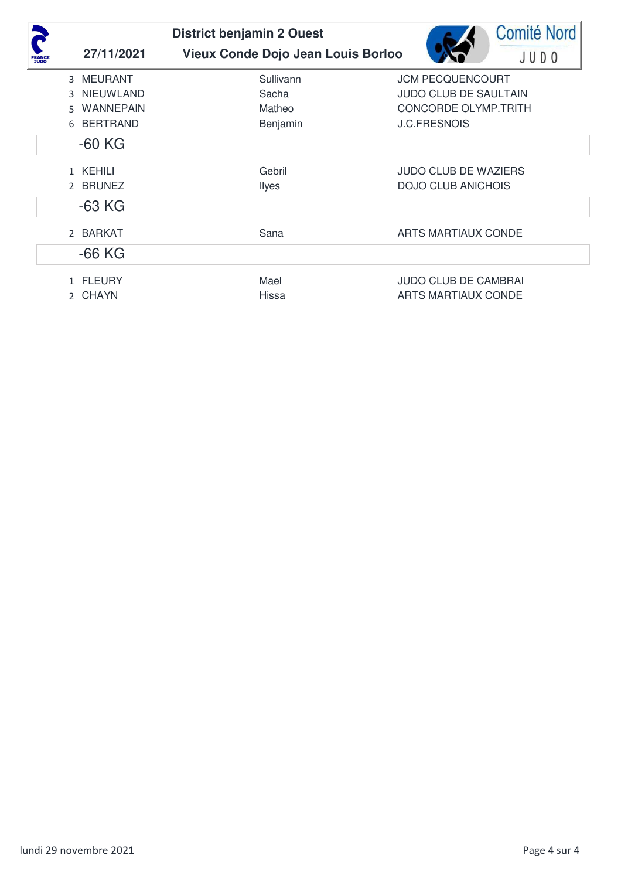| | | | |
|---|---|---|---|
| 3 | MEURANT | Sullivann | JCM PECQUENCOURT |
| 3 | NIEUWLAND | Sacha | JUDO CLUB DE SAULTAIN |
| 5 | WANNEPAIN | Matheo | CONCORDE OLYMP.TRITH |
| 6 | BERTRAND | Benjamin | J.C.FRESNOIS |

## -60 KG

| | | | |
|---|---|---|---|
| 1 | KEHILI | Gebril | JUDO CLUB DE WAZIERS |
| 2 | BRUNEZ | Ilyes | DOJO CLUB ANICHOIS |

## -63 KG

| | | | |
|---|---|---|---|
| 2 | BARKAT | Sana | ARTS MARTIAUX CONDE |

## -66 KG

| | | | |
|---|---|---|---|
| 1 | FLEURY | Mael | JUDO CLUB DE CAMBRAI |
| 2 | CHAYN | Hissa | ARTS MARTIAUX CONDE |